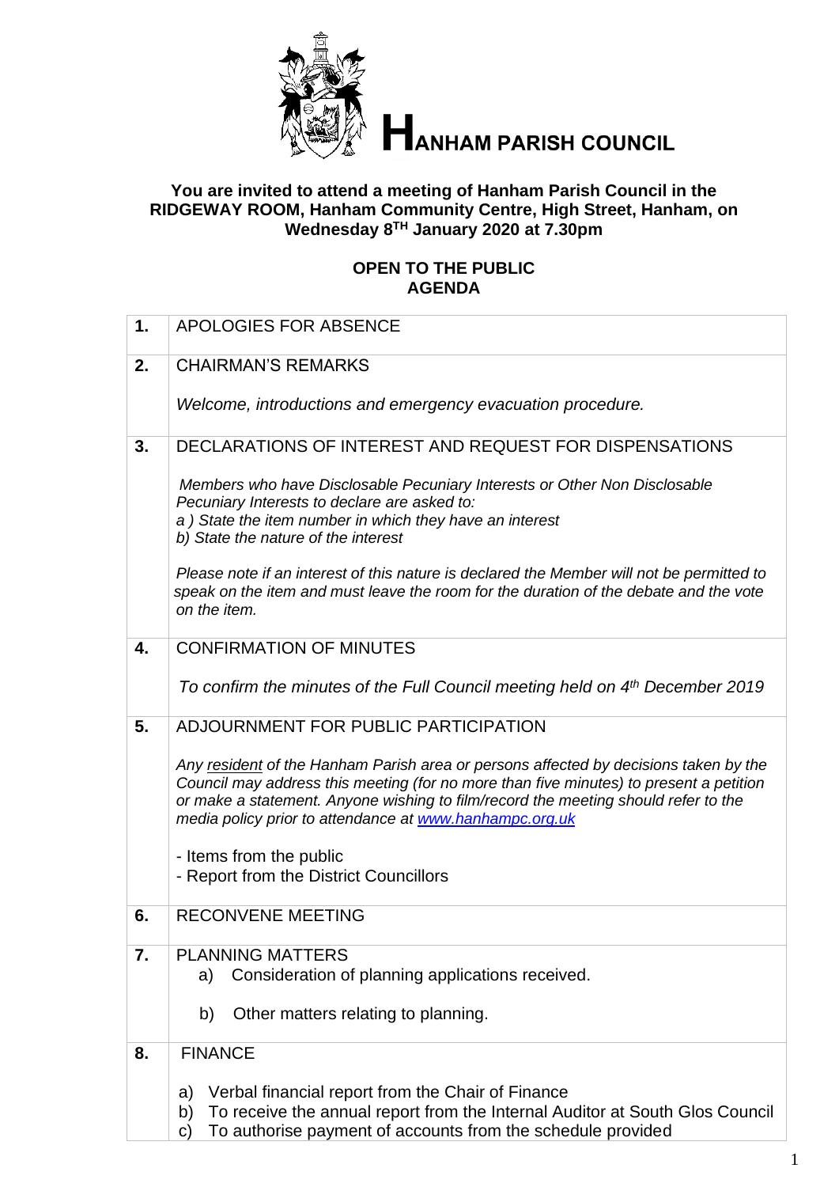# HANHAM PARISH COUNCIL

**You are invited to attend a meeting of Hanham Parish Council in the RIDGEWAY ROOM, Hanham Community Centre, High Street, Hanham, on Wednesday 8TH January 2020 at 7.30pm**

**OPEN TO THE PUBLIC**
**AGENDA**

| | |
|---|---|
| **1.** | APOLOGIES FOR ABSENCE |
| **2.** | CHAIRMAN'S REMARKS<br><br>*Welcome, introductions and emergency evacuation procedure.* |
| **3.** | DECLARATIONS OF INTEREST AND REQUEST FOR DISPENSATIONS<br><br>*Members who have Disclosable Pecuniary Interests or Other Non Disclosable Pecuniary Interests to declare are asked to:*<br>*a ) State the item number in which they have an interest*<br>*b) State the nature of the interest*<br><br>*Please note if an interest of this nature is declared the Member will not be permitted to speak on the item and must leave the room for the duration of the debate and the vote on the item.* |
| **4.** | CONFIRMATION OF MINUTES<br><br>*To confirm the minutes of the Full Council meeting held on 4th December 2019* |
| **5.** | ADJOURNMENT FOR PUBLIC PARTICIPATION<br><br>*Any resident of the Hanham Parish area or persons affected by decisions taken by the Council may address this meeting (for no more than five minutes) to present a petition or make a statement. Anyone wishing to film/record the meeting should refer to the media policy prior to attendance at www.hanhampc.org.uk*<br><br>- Items from the public<br>- Report from the District Councillors |
| **6.** | RECONVENE MEETING |
| **7.** | PLANNING MATTERS<br>a) Consideration of planning applications received.<br><br>b) Other matters relating to planning. |
| **8.** | FINANCE<br><br>a) Verbal financial report from the Chair of Finance<br>b) To receive the annual report from the Internal Auditor at South Glos Council<br>c) To authorise payment of accounts from the schedule provided |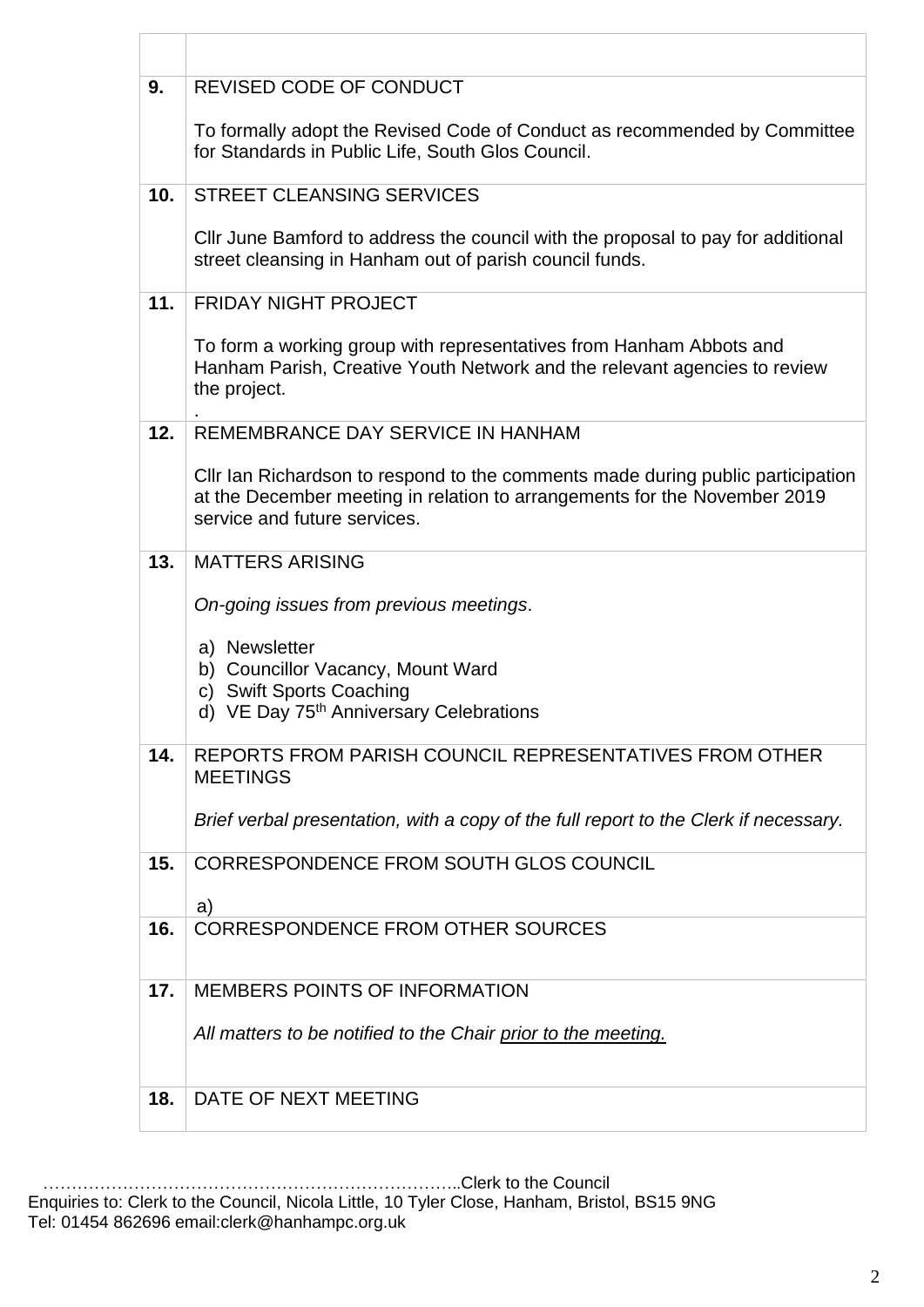| | |
|---|---|
| | |
| **9.** | REVISED CODE OF CONDUCT<br><br>To formally adopt the Revised Code of Conduct as recommended by Committee for Standards in Public Life, South Glos Council. |
| **10.** | STREET CLEANSING SERVICES<br><br>Cllr June Bamford to address the council with the proposal to pay for additional street cleansing in Hanham out of parish council funds. |
| **11.** | FRIDAY NIGHT PROJECT<br><br>To form a working group with representatives from Hanham Abbots and Hanham Parish, Creative Youth Network and the relevant agencies to review the project.<br>. |
| **12.** | REMEMBRANCE DAY SERVICE IN HANHAM<br><br>Cllr Ian Richardson to respond to the comments made during public participation at the December meeting in relation to arrangements for the November 2019 service and future services. |
| **13.** | MATTERS ARISING<br><br>*On-going issues from previous meetings*.<br><br>a) Newsletter<br>b) Councillor Vacancy, Mount Ward<br>c) Swift Sports Coaching<br>d) VE Day 75th Anniversary Celebrations |
| **14.** | REPORTS FROM PARISH COUNCIL REPRESENTATIVES FROM OTHER MEETINGS<br><br>*Brief verbal presentation, with a copy of the full report to the Clerk if necessary.* |
| **15.** | CORRESPONDENCE FROM SOUTH GLOS COUNCIL<br><br>a) |
| **16.** | CORRESPONDENCE FROM OTHER SOURCES |
| **17.** | MEMBERS POINTS OF INFORMATION<br><br>*All matters to be notified to the Chair* *<u>prior to the meeting.</u>* |
| **18.** | DATE OF NEXT MEETING |

………………………………………………………………..Clerk to the Council

Enquiries to: Clerk to the Council, Nicola Little, 10 Tyler Close, Hanham, Bristol, BS15 9NG
Tel: 01454 862696 email:clerk@hanhampc.org.uk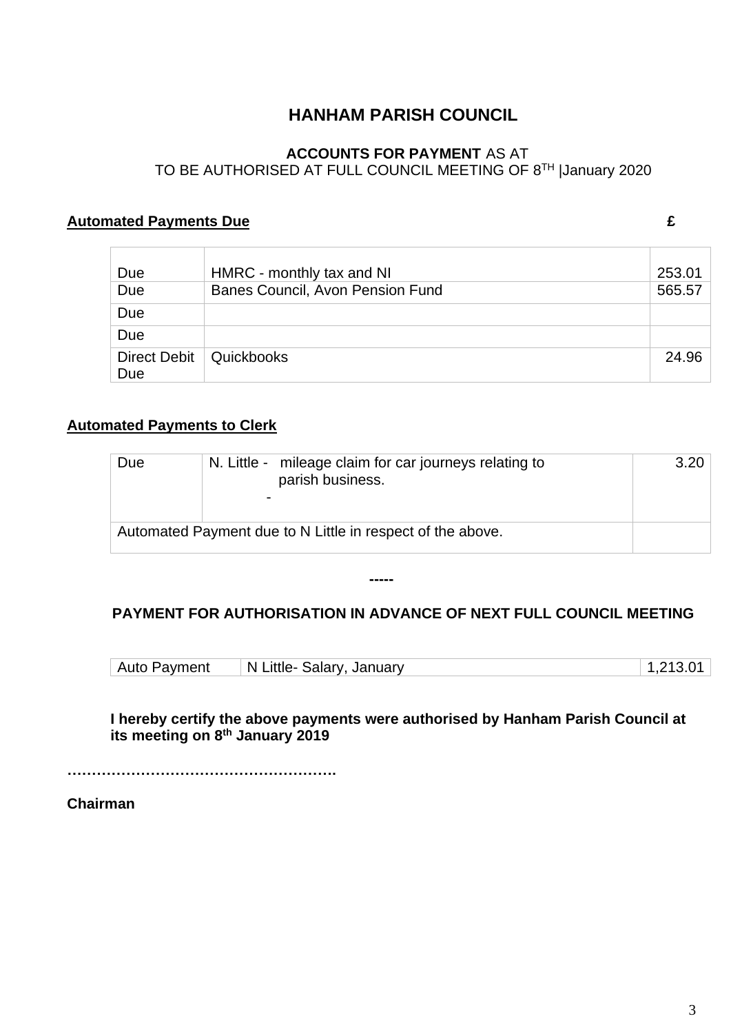# HANHAM PARISH COUNCIL

**ACCOUNTS FOR PAYMENT** AS AT
TO BE AUTHORISED AT FULL COUNCIL MEETING OF 8TH |January 2020

**Automated Payments Due** **£**

| | | |
|---|---|---|
| Due | HMRC - monthly tax and NI | 253.01 |
| Due | Banes Council, Avon Pension Fund | 565.57 |
| Due | | |
| Due | | |
| Direct Debit Due | Quickbooks | 24.96 |

**Automated Payments to Clerk**

| | | |
|---|---|---|
| Due | N. Little - mileage claim for car journeys relating to parish business. - | 3.20 |
| Automated Payment due to N Little in respect of the above. | | |

**-----**

**PAYMENT FOR AUTHORISATION IN ADVANCE OF NEXT FULL COUNCIL MEETING**

| | | |
|---|---|---|
| Auto Payment | N Little- Salary, January | 1,213.01 |

**I hereby certify the above payments were authorised by Hanham Parish Council at its meeting on 8th January 2019**

**……………………………………………….**

**Chairman**